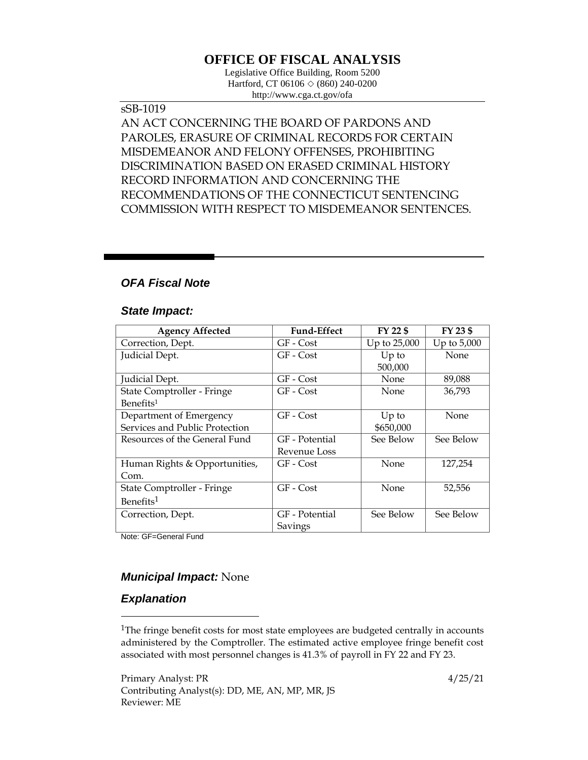# OFFICE OF FISCAL ANALYSIS

Legislative Office Building, Room 5200
Hartford, CT 06106 ◇ (860) 240-0200
http://www.cga.ct.gov/ofa

sSB-1019

AN ACT CONCERNING THE BOARD OF PARDONS AND PAROLES, ERASURE OF CRIMINAL RECORDS FOR CERTAIN MISDEMEANOR AND FELONY OFFENSES, PROHIBITING DISCRIMINATION BASED ON ERASED CRIMINAL HISTORY RECORD INFORMATION AND CONCERNING THE RECOMMENDATIONS OF THE CONNECTICUT SENTENCING COMMISSION WITH RESPECT TO MISDEMEANOR SENTENCES.

## *OFA Fiscal Note*

### *State Impact:*

| Agency Affected | Fund-Effect | FY 22 $ | FY 23 $ |
|---|---|---|---|
| Correction, Dept. | GF - Cost | Up to 25,000 | Up to 5,000 |
| Judicial Dept. | GF - Cost | Up to 500,000 | None |
| Judicial Dept. | GF - Cost | None | 89,088 |
| State Comptroller - Fringe Benefits[1] | GF - Cost | None | 36,793 |
| Department of Emergency Services and Public Protection | GF - Cost | Up to $650,000 | None |
| Resources of the General Fund | GF - Potential Revenue Loss | See Below | See Below |
| Human Rights & Opportunities, Com. | GF - Cost | None | 127,254 |
| State Comptroller - Fringe Benefits[1] | GF - Cost | None | 52,556 |
| Correction, Dept. | GF - Potential Savings | See Below | See Below |

Note: GF=General Fund

### *Municipal Impact:* None

### *Explanation*

[1]The fringe benefit costs for most state employees are budgeted centrally in accounts administered by the Comptroller. The estimated active employee fringe benefit cost associated with most personnel changes is 41.3% of payroll in FY 22 and FY 23.

Primary Analyst: PR
Contributing Analyst(s): DD, ME, AN, MP, MR, JS
Reviewer: ME

4/25/21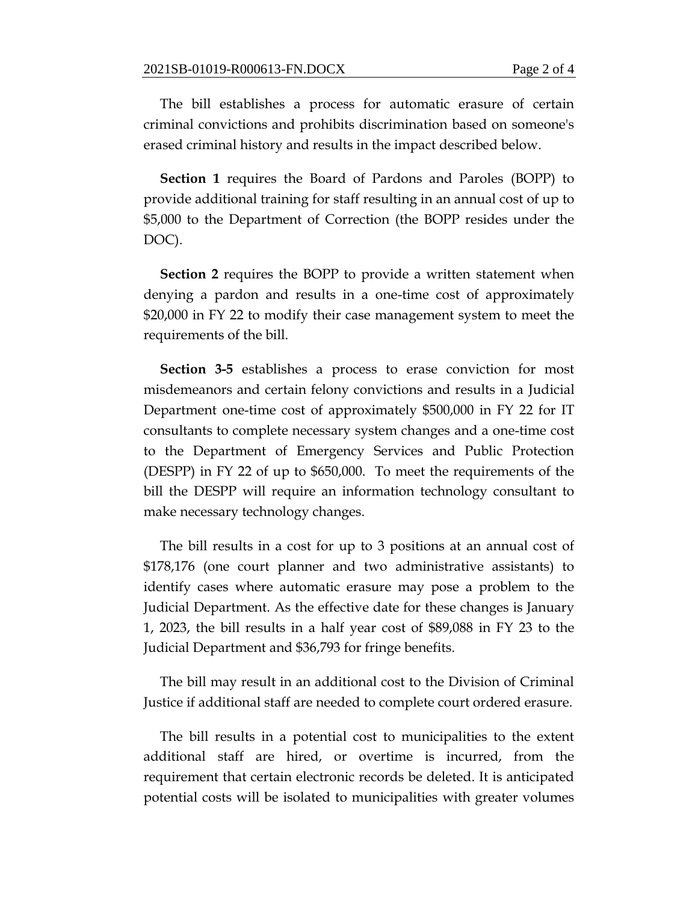The bill establishes a process for automatic erasure of certain criminal convictions and prohibits discrimination based on someone's erased criminal history and results in the impact described below.

**Section 1** requires the Board of Pardons and Paroles (BOPP) to provide additional training for staff resulting in an annual cost of up to $5,000 to the Department of Correction (the BOPP resides under the DOC).

**Section 2** requires the BOPP to provide a written statement when denying a pardon and results in a one-time cost of approximately $20,000 in FY 22 to modify their case management system to meet the requirements of the bill.

**Section 3-5** establishes a process to erase conviction for most misdemeanors and certain felony convictions and results in a Judicial Department one-time cost of approximately $500,000 in FY 22 for IT consultants to complete necessary system changes and a one-time cost to the Department of Emergency Services and Public Protection (DESPP) in FY 22 of up to $650,000. To meet the requirements of the bill the DESPP will require an information technology consultant to make necessary technology changes.

The bill results in a cost for up to 3 positions at an annual cost of $178,176 (one court planner and two administrative assistants) to identify cases where automatic erasure may pose a problem to the Judicial Department. As the effective date for these changes is January 1, 2023, the bill results in a half year cost of $89,088 in FY 23 to the Judicial Department and $36,793 for fringe benefits.

The bill may result in an additional cost to the Division of Criminal Justice if additional staff are needed to complete court ordered erasure.

The bill results in a potential cost to municipalities to the extent additional staff are hired, or overtime is incurred, from the requirement that certain electronic records be deleted. It is anticipated potential costs will be isolated to municipalities with greater volumes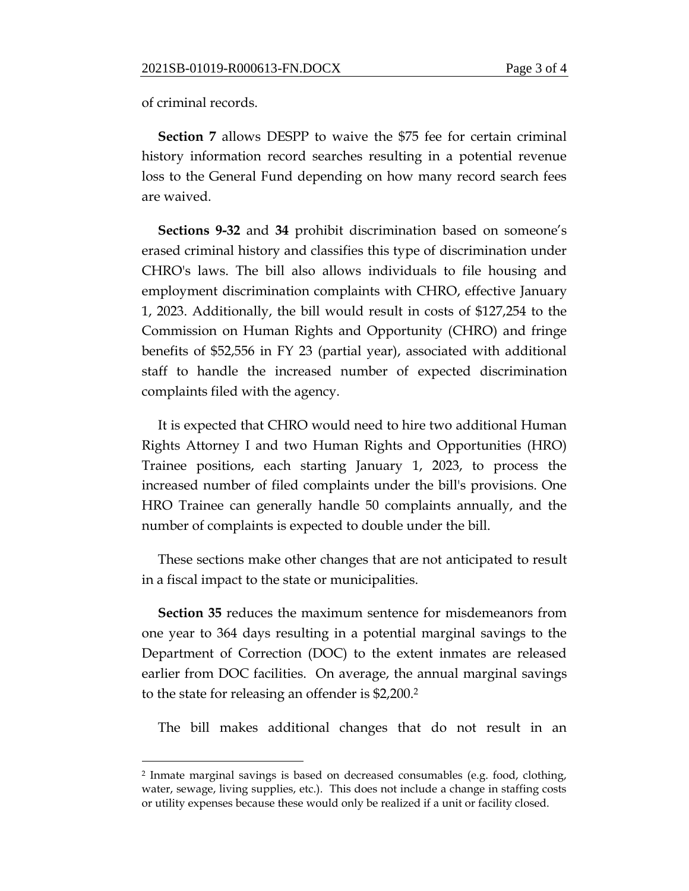of criminal records.

**Section 7** allows DESPP to waive the $75 fee for certain criminal history information record searches resulting in a potential revenue loss to the General Fund depending on how many record search fees are waived.

**Sections 9-32** and **34** prohibit discrimination based on someone's erased criminal history and classifies this type of discrimination under CHRO's laws. The bill also allows individuals to file housing and employment discrimination complaints with CHRO, effective January 1, 2023. Additionally, the bill would result in costs of $127,254 to the Commission on Human Rights and Opportunity (CHRO) and fringe benefits of $52,556 in FY 23 (partial year), associated with additional staff to handle the increased number of expected discrimination complaints filed with the agency.

It is expected that CHRO would need to hire two additional Human Rights Attorney I and two Human Rights and Opportunities (HRO) Trainee positions, each starting January 1, 2023, to process the increased number of filed complaints under the bill's provisions. One HRO Trainee can generally handle 50 complaints annually, and the number of complaints is expected to double under the bill.

These sections make other changes that are not anticipated to result in a fiscal impact to the state or municipalities.

**Section 35** reduces the maximum sentence for misdemeanors from one year to 364 days resulting in a potential marginal savings to the Department of Correction (DOC) to the extent inmates are released earlier from DOC facilities. On average, the annual marginal savings to the state for releasing an offender is $2,200.[2]

The bill makes additional changes that do not result in an

---

[2] Inmate marginal savings is based on decreased consumables (e.g. food, clothing, water, sewage, living supplies, etc.). This does not include a change in staffing costs or utility expenses because these would only be realized if a unit or facility closed.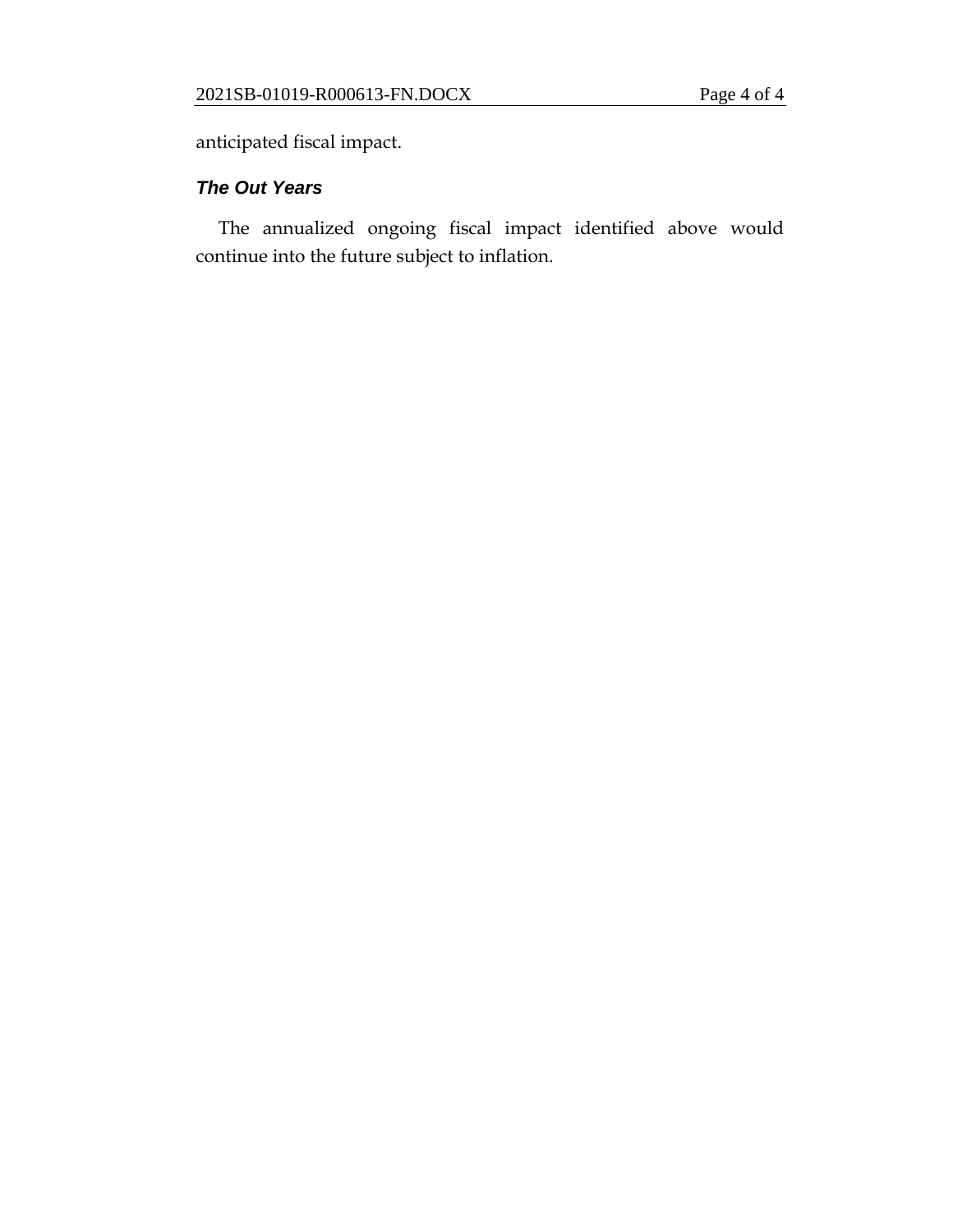anticipated fiscal impact.

### *The Out Years*

The annualized ongoing fiscal impact identified above would continue into the future subject to inflation.